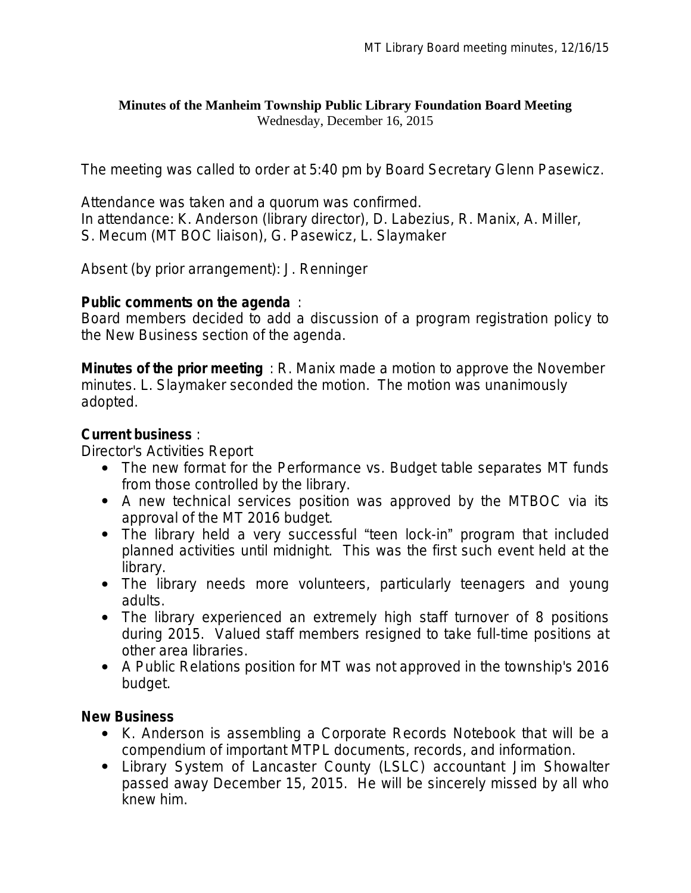**Minutes of the Manheim Township Public Library Foundation Board Meeting**
Wednesday, December 16, 2015

The meeting was called to order at 5:40 pm by Board Secretary Glenn Pasewicz.

Attendance was taken and a quorum was confirmed.
In attendance: K. Anderson (library director), D. Labezius, R. Manix, A. Miller, S. Mecum (MT BOC liaison), G. Pasewicz, L. Slaymaker

Absent (by prior arrangement): J. Renninger

**Public comments on the agenda** :
Board members decided to add a discussion of a program registration policy to the New Business section of the agenda.

**Minutes of the prior meeting** : R. Manix made a motion to approve the November minutes. L. Slaymaker seconded the motion. The motion was unanimously adopted.

**Current business** :
Director's Activities Report

- The new format for the Performance vs. Budget table separates MT funds from those controlled by the library.
- A new technical services position was approved by the MTBOC via its approval of the MT 2016 budget.
- The library held a very successful "teen lock-in" program that included planned activities until midnight. This was the first such event held at the library.
- The library needs more volunteers, particularly teenagers and young adults.
- The library experienced an extremely high staff turnover of 8 positions during 2015. Valued staff members resigned to take full-time positions at other area libraries.
- A Public Relations position for MT was not approved in the township's 2016 budget.

**New Business**

- K. Anderson is assembling a Corporate Records Notebook that will be a compendium of important MTPL documents, records, and information.
- Library System of Lancaster County (LSLC) accountant Jim Showalter passed away December 15, 2015. He will be sincerely missed by all who knew him.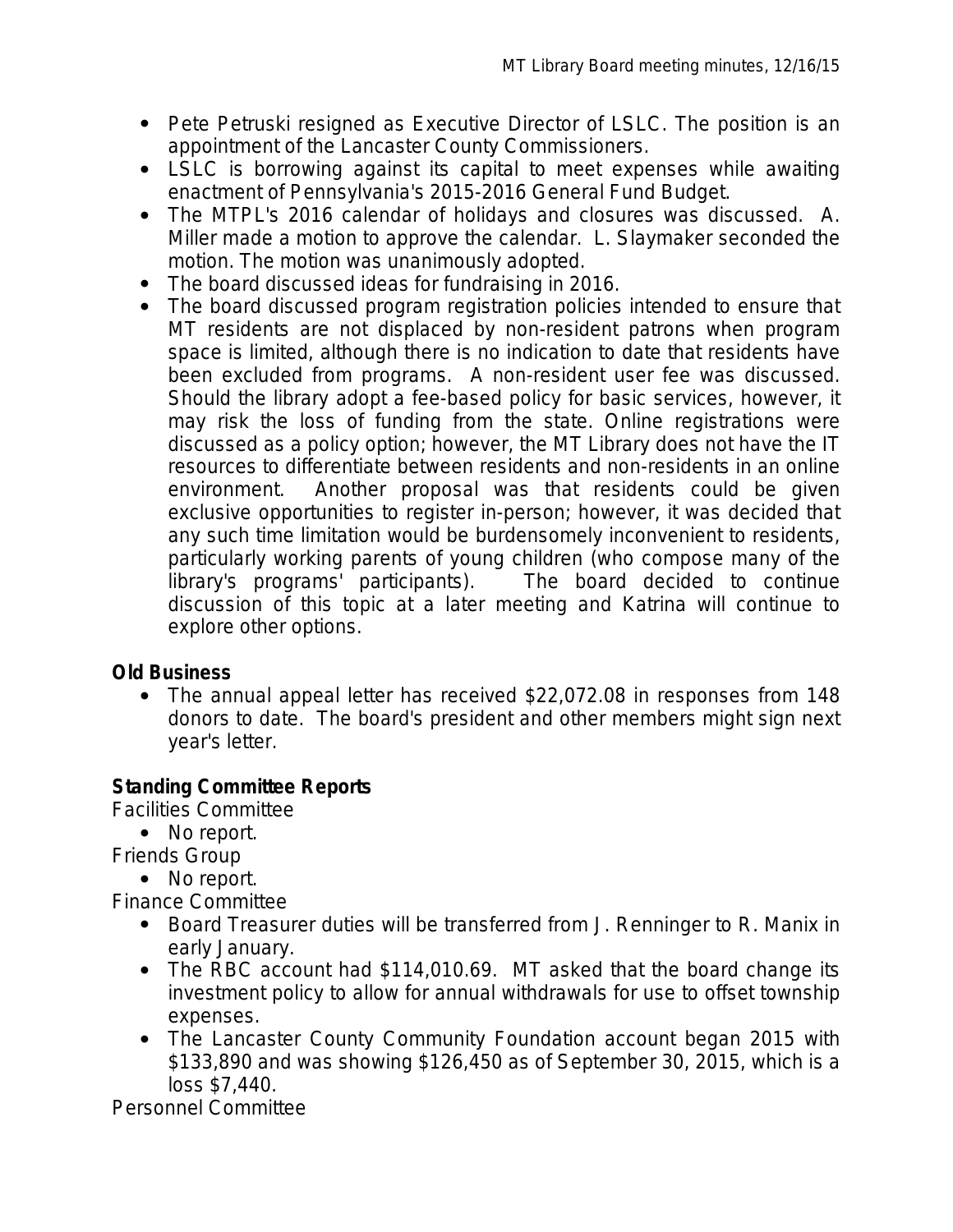- Pete Petruski resigned as Executive Director of LSLC. The position is an appointment of the Lancaster County Commissioners.
- LSLC is borrowing against its capital to meet expenses while awaiting enactment of Pennsylvania's 2015-2016 General Fund Budget.
- The MTPL's 2016 calendar of holidays and closures was discussed. A. Miller made a motion to approve the calendar. L. Slaymaker seconded the motion. The motion was unanimously adopted.
- The board discussed ideas for fundraising in 2016.
- The board discussed program registration policies intended to ensure that MT residents are not displaced by non-resident patrons when program space is limited, although there is no indication to date that residents have been excluded from programs. A non-resident user fee was discussed. Should the library adopt a fee-based policy for basic services, however, it may risk the loss of funding from the state. Online registrations were discussed as a policy option; however, the MT Library does not have the IT resources to differentiate between residents and non-residents in an online environment. Another proposal was that residents could be given exclusive opportunities to register in-person; however, it was decided that any such time limitation would be burdensomely inconvenient to residents, particularly working parents of young children (who compose many of the library's programs' participants). The board decided to continue discussion of this topic at a later meeting and Katrina will continue to explore other options.

**Old Business**

- The annual appeal letter has received $22,072.08 in responses from 148 donors to date. The board's president and other members might sign next year's letter.

**Standing Committee Reports**

Facilities Committee

- No report.

Friends Group

- No report.

Finance Committee

- Board Treasurer duties will be transferred from J. Renninger to R. Manix in early January.
- The RBC account had $114,010.69. MT asked that the board change its investment policy to allow for annual withdrawals for use to offset township expenses.
- The Lancaster County Community Foundation account began 2015 with $133,890 and was showing $126,450 as of September 30, 2015, which is a loss $7,440.

Personnel Committee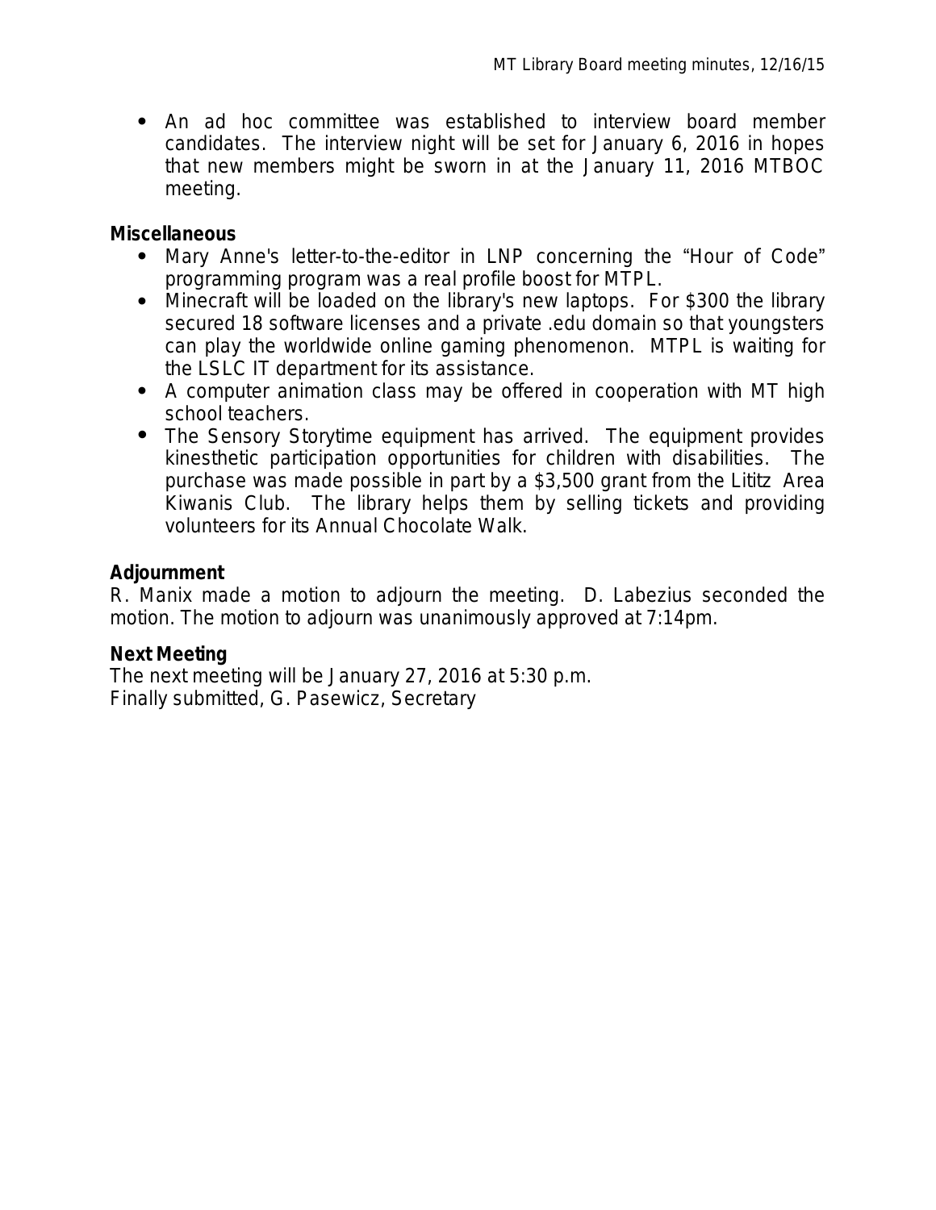- An ad hoc committee was established to interview board member candidates. The interview night will be set for January 6, 2016 in hopes that new members might be sworn in at the January 11, 2016 MTBOC meeting.

**Miscellaneous**

- Mary Anne's letter-to-the-editor in LNP concerning the "Hour of Code" programming program was a real profile boost for MTPL.
- Minecraft will be loaded on the library's new laptops. For $300 the library secured 18 software licenses and a private .edu domain so that youngsters can play the worldwide online gaming phenomenon. MTPL is waiting for the LSLC IT department for its assistance.
- A computer animation class may be offered in cooperation with MT high school teachers.
- The Sensory Storytime equipment has arrived. The equipment provides kinesthetic participation opportunities for children with disabilities. The purchase was made possible in part by a $3,500 grant from the Lititz Area Kiwanis Club. The library helps them by selling tickets and providing volunteers for its Annual Chocolate Walk.

**Adjournment**

R. Manix made a motion to adjourn the meeting. D. Labezius seconded the motion. The motion to adjourn was unanimously approved at 7:14pm.

**Next Meeting**

The next meeting will be January 27, 2016 at 5:30 p.m.
Finally submitted, G. Pasewicz, Secretary